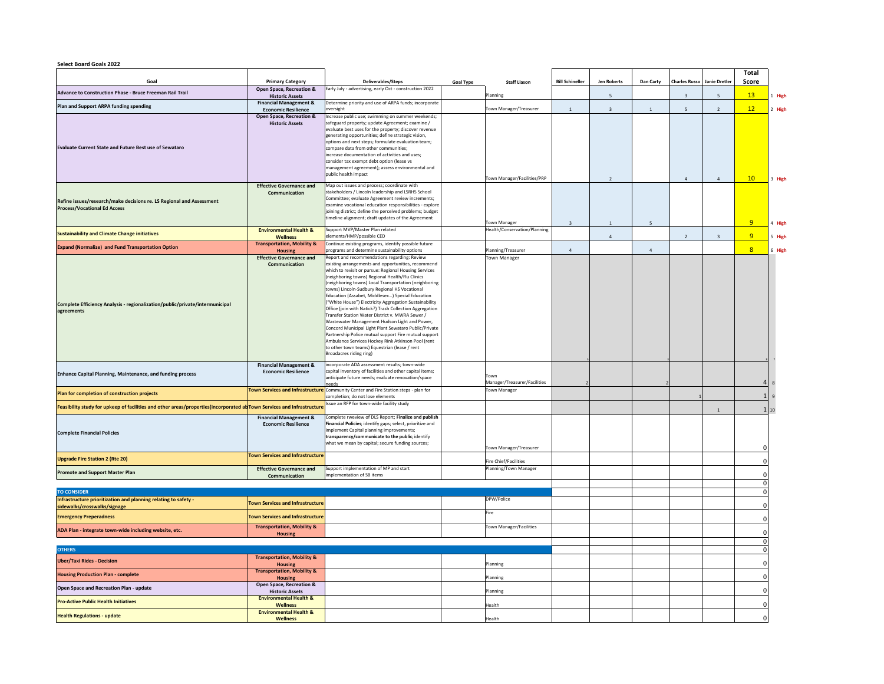**Select Board Goals 2022**

| Goal | Primary Category | Deliverables/Steps | Goal Type | Staff Liason | Bill Schineller | Jen Roberts | Dan Carty | Charles Russo | Janie Dretler | Total Score | |
|---|---|---|---|---|---|---|---|---|---|---|---|
| **Advance to Construction Phase - Bruce Freeman Rail Trail** | **Open Space, Recreation & Historic Assets** | Early July - advertising, early Oct - construction 2022 | | Planning | | 5 | | 3 | 5 | 13 | 1 **High** |
| **Plan and Support ARPA funding spending** | **Financial Management & Economic Resilience** | Determine priority and use of ARPA funds; incorporate oversight | | Town Manager/Treasurer | 1 | 3 | 1 | 5 | 2 | 12 | 2 **High** |
| **Evaluate Current State and Future Best use of Sewataro** | **Open Space, Recreation & Historic Assets** | Increase public use; swimming on summer weekends; safeguard property; update Agreement; examine / evaluate best uses for the property; discover revenue generating opportunities; define strategic vision, options and next steps; formulate evaluation team; compare data from other communities; increase documentation of activities and uses; consider tax exempt debt option (lease vs management agreement); assess environmental and public health impact | | Town Manager/Facilities/PRP | | 2 | | 4 | 4 | 10 | 3 **High** |
| **Refine issues/research/make decisions re. LS Regional and Assessment Process/Vocational Ed Access** | **Effective Governance and Communication** | Map out issues and process; coordinate with stakeholders / Lincoln leadership and LSRHS School Committee; evaluate Agreement review increments; examine vocational education responsibilities - explore joining district; define the perceived problems; budget timeline alignment; draft updates of the Agreement | | Town Manager | 3 | 1 | 5 | | | 9 | 4 **High** |
| **Sustainability and Climate Change initiatives** | **Environmental Health & Wellness** | Support MVP/Master Plan related elements/HMP/possible CED | | Health/Conservation/Planning | | 4 | | 2 | 3 | 9 | 5 **High** |
| **Expand (Normalize) and Fund Transportation Option** | **Transportation, Mobility & Housing** | Continue existing programs, identify possible future programs and determine sustainability options | | Planning/Treasurer | 4 | | 4 | | | 8 | 6 **High** |
| **Complete Efficiency Analysis - regionalization/public/private/intermunicipal agreements** | **Effective Governance and Communication** | Report and recommendations regarding: Review existing arrangements and opportunities, recommend which to revisit or pursue: Regional Housing Services (neighboring towns) Regional Health/Flu Clinics (neighboring towns) Local Transportation (neighboring towns) Lincoln-Sudbury Regional HS Vocational Education (Assabet, Middlesex...) Special Education ("White House") Electricity Aggregation Sustainability Office (join with Natick?) Trash Collection Aggregation Transfer Station Water District v. MWRA Sewer / Wastewater Management Hudson Light and Power, Concord Municipal Light Plant Sewataro Public/Private Partnership Police mutual support Fire mutual support Ambulance Services Hockey Rink Atkinson Pool (rent to other town teams) Equestrian (lease / rent Broadacres riding ring) | | Town Manager | 5 | | 2 | | | 7 | 7 |
| **Enhance Capital Planning, Maintenance, and funding process** | **Financial Management & Economic Resilience** | incorporate ADA assessment results; town-wide capital inventory of facilities and other capital items; anticipate future needs; evaluate renovation/space needs | | Town Manager/Treasurer/Facilities | 2 | | 2 | | | 4 | 8 |
| **Plan for completion of construction projects** | **Town Services and Infrastructure** | Community Center and Fire Station steps - plan for completion; do not lose elements | | Town Manager | | | | 1 | | 1 | 9 |
| **Feasibility study for upkeep of facilities and other areas/properties(incorporated ab** | **Town Services and Infrastructure** | Issue an RFP for town-wide facility study | | | | | | | 1 | 1 | 10 |
| **Complete Financial Policies** | **Financial Management & Economic Resilience** | Complete rweview of DLS Report; **Finalize and publish Financial Policies**; identify gaps; select, prioritize and implement Capital planning improvements; **transparency/communicate to the public**; identify what we mean by capital; secure funding sources; | | Town Manager/Treasurer | | | | | | 0 | |
| **Upgrade Fire Station 2 (Rte 20)** | **Town Services and Infrastructure** | | | Fire Chief/Facilities | | | | | | 0 | |
| **Promote and Support Master Plan** | **Effective Governance and Communication** | Support implementation of MP and start implementation of SB items | | Planning/Town Manager | | | | | | 0 | |
| | | | | | | | | | | 0 | |
| **TO CONSIDER** | | | | | | | | | | 0 | |
| **Infrastructure prioritization and planning relating to safety - sidewalks/crosswalks/signage** | **Town Services and Infrastructure** | | | DPW/Police | | | | | | 0 | |
| **Emergency Preperadness** | **Town Services and Infrastructure** | | | Fire | | | | | | 0 | |
| **ADA Plan - integrate town-wide including website, etc.** | **Transportation, Mobility & Housing** | | | Town Manager/Facilities | | | | | | 0 | |
| | | | | | | | | | | 0 | |
| **OTHERS** | | | | | | | | | | 0 | |
| **Uber/Taxi Rides - Decision** | **Transportation, Mobility & Housing** | | | Planning | | | | | | 0 | |
| **Housing Production Plan - complete** | **Transportation, Mobility & Housing** | | | Planning | | | | | | 0 | |
| **Open Space and Recreation Plan - update** | **Open Space, Recreation & Historic Assets** | | | Planning | | | | | | 0 | |
| **Pro-Active Public Health Initiatives** | **Environmental Health & Wellness** | | | Health | | | | | | 0 | |
| **Health Regulations - update** | **Environmental Health & Wellness** | | | Health | | | | | | 0 | |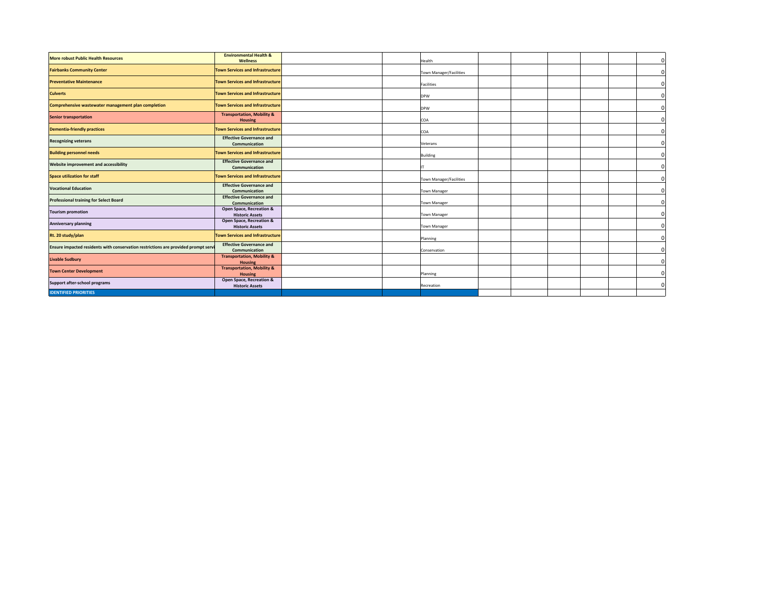| | | | | | | | | | | |
|---|---|---|---|---|---|---|---|---|---|---|
| **More robust Public Health Resources** | **Environmental Health & Wellness** | | | Health | | | | | | 0 |
| **Fairbanks Community Center** | **Town Services and Infrastructure** | | | Town Manager/Facilities | | | | | | 0 |
| **Preventative Maintenance** | **Town Services and Infrastructure** | | | Facilities | | | | | | 0 |
| **Culverts** | **Town Services and Infrastructure** | | | DPW | | | | | | 0 |
| **Comprehensive wastewater management plan completion** | **Town Services and Infrastructure** | | | DPW | | | | | | 0 |
| **Senior transportation** | **Transportation, Mobility & Housing** | | | COA | | | | | | 0 |
| **Dementia-friendly practices** | **Town Services and Infrastructure** | | | COA | | | | | | 0 |
| **Recognizing veterans** | **Effective Governance and Communication** | | | Veterans | | | | | | 0 |
| **Building personnel needs** | **Town Services and Infrastructure** | | | Building | | | | | | 0 |
| **Website improvement and accessibility** | **Effective Governance and Communication** | | | IT | | | | | | 0 |
| **Space utilization for staff** | **Town Services and Infrastructure** | | | Town Manager/Facilities | | | | | | 0 |
| **Vocational Education** | **Effective Governance and Communication** | | | Town Manager | | | | | | 0 |
| **Professional training for Select Board** | **Effective Governance and Communication** | | | Town Manager | | | | | | 0 |
| **Tourism promotion** | **Open Space, Recreation & Historic Assets** | | | Town Manager | | | | | | 0 |
| **Anniversary planning** | **Open Space, Recreation & Historic Assets** | | | Town Manager | | | | | | 0 |
| **Rt. 20 study/plan** | **Town Services and Infrastructure** | | | Planning | | | | | | 0 |
| **Ensure impacted residents with conservation restrictions are provided prompt servi** | **Effective Governance and Communication** | | | Conservation | | | | | | 0 |
| **Livable Sudbury** | **Transportation, Mobility & Housing** | | | | | | | | | 0 |
| **Town Center Development** | **Transportation, Mobility & Housing** | | | Planning | | | | | | 0 |
| **Support after-school programs** | **Open Space, Recreation & Historic Assets** | | | Recreation | | | | | | 0 |
| **IDENTIFIED PRIORITIES** | | | | | | | | | | |